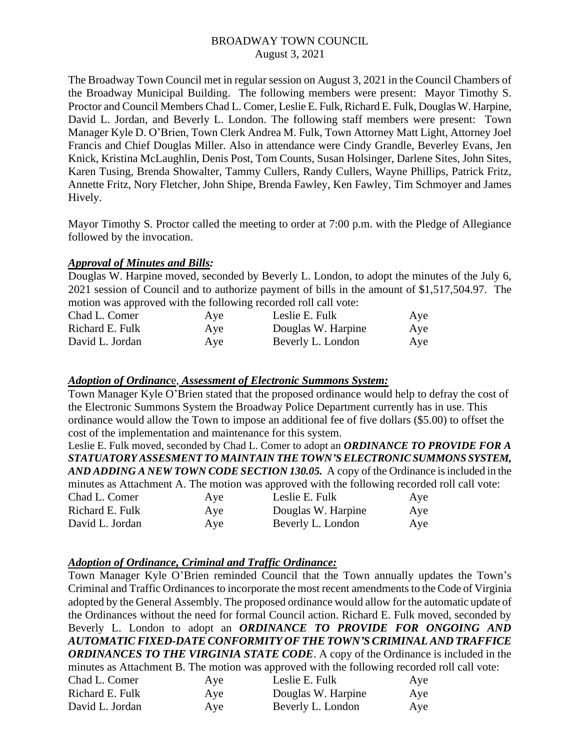# BROADWAY TOWN COUNCIL
August 3, 2021

The Broadway Town Council met in regular session on August 3, 2021 in the Council Chambers of the Broadway Municipal Building. The following members were present: Mayor Timothy S. Proctor and Council Members Chad L. Comer, Leslie E. Fulk, Richard E. Fulk, Douglas W. Harpine, David L. Jordan, and Beverly L. London. The following staff members were present: Town Manager Kyle D. O'Brien, Town Clerk Andrea M. Fulk, Town Attorney Matt Light, Attorney Joel Francis and Chief Douglas Miller. Also in attendance were Cindy Grandle, Beverley Evans, Jen Knick, Kristina McLaughlin, Denis Post, Tom Counts, Susan Holsinger, Darlene Sites, John Sites, Karen Tusing, Brenda Showalter, Tammy Cullers, Randy Cullers, Wayne Phillips, Patrick Fritz, Annette Fritz, Nory Fletcher, John Shipe, Brenda Fawley, Ken Fawley, Tim Schmoyer and James Hively.

Mayor Timothy S. Proctor called the meeting to order at 7:00 p.m. with the Pledge of Allegiance followed by the invocation.

***Approval of Minutes and Bills:***

Douglas W. Harpine moved, seconded by Beverly L. London, to adopt the minutes of the July 6, 2021 session of Council and to authorize payment of bills in the amount of $1,517,504.97. The motion was approved with the following recorded roll call vote:

| | | | |
|---|---|---|---|
| Chad L. Comer | Aye | Leslie E. Fulk | Aye |
| Richard E. Fulk | Aye | Douglas W. Harpine | Aye |
| David L. Jordan | Aye | Beverly L. London | Aye |

***Adoption of Ordinanc*e, *Assessment of Electronic Summons System:***

Town Manager Kyle O'Brien stated that the proposed ordinance would help to defray the cost of the Electronic Summons System the Broadway Police Department currently has in use. This ordinance would allow the Town to impose an additional fee of five dollars ($5.00) to offset the cost of the implementation and maintenance for this system.

Leslie E. Fulk moved, seconded by Chad L. Comer to adopt an ***ORDINANCE TO PROVIDE FOR A STATUATORY ASSESMENT TO MAINTAIN THE TOWN'S ELECTRONIC SUMMONS SYSTEM, AND ADDING A NEW TOWN CODE SECTION 130.05.*** A copy of the Ordinance is included in the minutes as Attachment A. The motion was approved with the following recorded roll call vote:

| | | | |
|---|---|---|---|
| Chad L. Comer | Aye | Leslie E. Fulk | Aye |
| Richard E. Fulk | Aye | Douglas W. Harpine | Aye |
| David L. Jordan | Aye | Beverly L. London | Aye |

***Adoption of Ordinance, Criminal and Traffic Ordinance:***

Town Manager Kyle O'Brien reminded Council that the Town annually updates the Town's Criminal and Traffic Ordinances to incorporate the most recent amendments to the Code of Virginia adopted by the General Assembly. The proposed ordinance would allow for the automatic update of the Ordinances without the need for formal Council action. Richard E. Fulk moved, seconded by Beverly L. London to adopt an ***ORDINANCE TO PROVIDE FOR ONGOING AND AUTOMATIC FIXED-DATE CONFORMITY OF THE TOWN'S CRIMINAL AND TRAFFICE ORDINANCES TO THE VIRGINIA STATE CODE***. A copy of the Ordinance is included in the minutes as Attachment B. The motion was approved with the following recorded roll call vote:

| | | | |
|---|---|---|---|
| Chad L. Comer | Aye | Leslie E. Fulk | Aye |
| Richard E. Fulk | Aye | Douglas W. Harpine | Aye |
| David L. Jordan | Aye | Beverly L. London | Aye |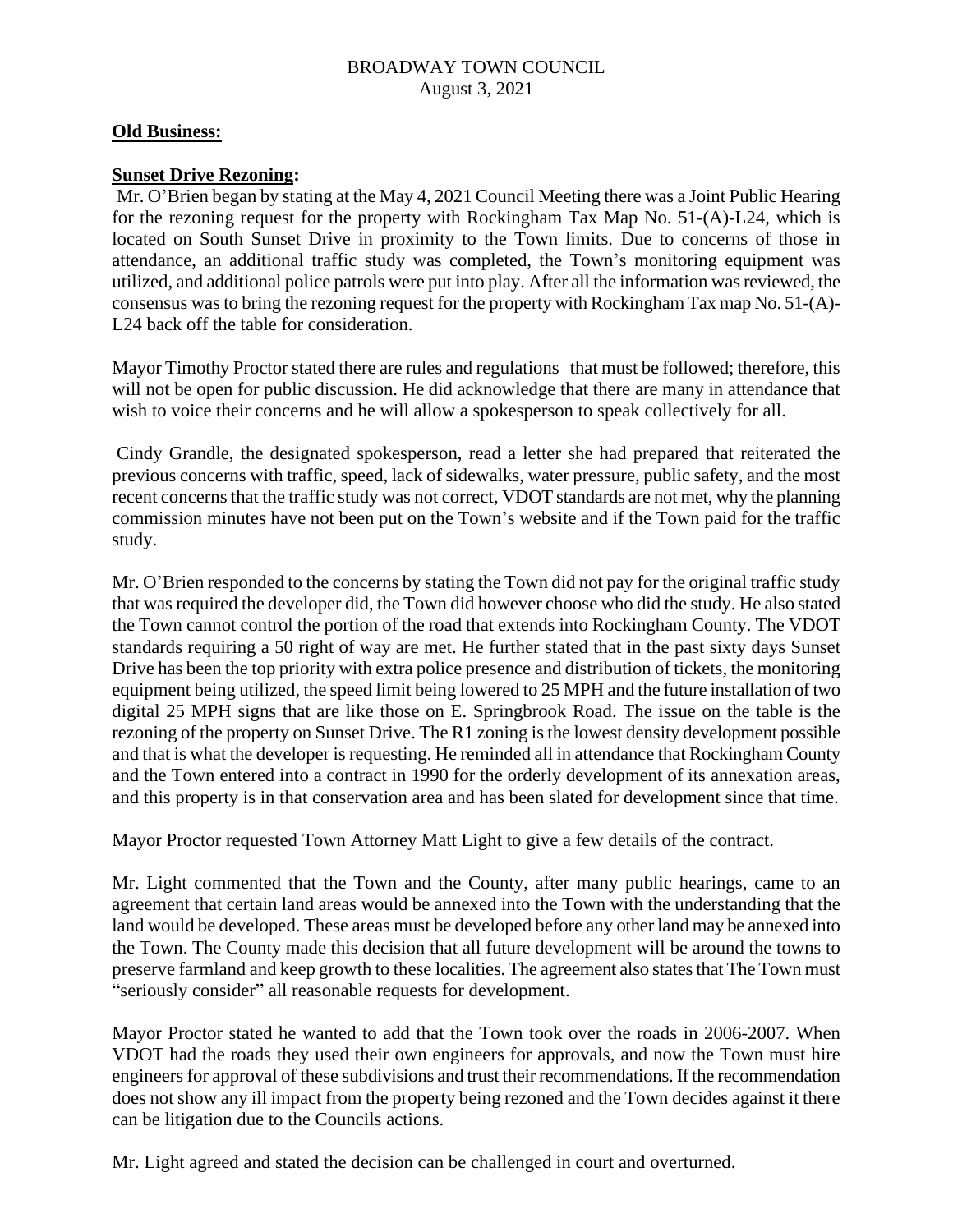BROADWAY TOWN COUNCIL
August 3, 2021

**Old Business:**

**Sunset Drive Rezoning:**

Mr. O'Brien began by stating at the May 4, 2021 Council Meeting there was a Joint Public Hearing for the rezoning request for the property with Rockingham Tax Map No. 51-(A)-L24, which is located on South Sunset Drive in proximity to the Town limits. Due to concerns of those in attendance, an additional traffic study was completed, the Town's monitoring equipment was utilized, and additional police patrols were put into play. After all the information was reviewed, the consensus was to bring the rezoning request for the property with Rockingham Tax map No. 51-(A)-L24 back off the table for consideration.

Mayor Timothy Proctor stated there are rules and regulations that must be followed; therefore, this will not be open for public discussion. He did acknowledge that there are many in attendance that wish to voice their concerns and he will allow a spokesperson to speak collectively for all.

Cindy Grandle, the designated spokesperson, read a letter she had prepared that reiterated the previous concerns with traffic, speed, lack of sidewalks, water pressure, public safety, and the most recent concerns that the traffic study was not correct, VDOT standards are not met, why the planning commission minutes have not been put on the Town's website and if the Town paid for the traffic study.

Mr. O'Brien responded to the concerns by stating the Town did not pay for the original traffic study that was required the developer did, the Town did however choose who did the study. He also stated the Town cannot control the portion of the road that extends into Rockingham County. The VDOT standards requiring a 50 right of way are met. He further stated that in the past sixty days Sunset Drive has been the top priority with extra police presence and distribution of tickets, the monitoring equipment being utilized, the speed limit being lowered to 25 MPH and the future installation of two digital 25 MPH signs that are like those on E. Springbrook Road. The issue on the table is the rezoning of the property on Sunset Drive. The R1 zoning is the lowest density development possible and that is what the developer is requesting. He reminded all in attendance that Rockingham County and the Town entered into a contract in 1990 for the orderly development of its annexation areas, and this property is in that conservation area and has been slated for development since that time.

Mayor Proctor requested Town Attorney Matt Light to give a few details of the contract.

Mr. Light commented that the Town and the County, after many public hearings, came to an agreement that certain land areas would be annexed into the Town with the understanding that the land would be developed. These areas must be developed before any other land may be annexed into the Town. The County made this decision that all future development will be around the towns to preserve farmland and keep growth to these localities. The agreement also states that The Town must "seriously consider" all reasonable requests for development.

Mayor Proctor stated he wanted to add that the Town took over the roads in 2006-2007. When VDOT had the roads they used their own engineers for approvals, and now the Town must hire engineers for approval of these subdivisions and trust their recommendations. If the recommendation does not show any ill impact from the property being rezoned and the Town decides against it there can be litigation due to the Councils actions.

Mr. Light agreed and stated the decision can be challenged in court and overturned.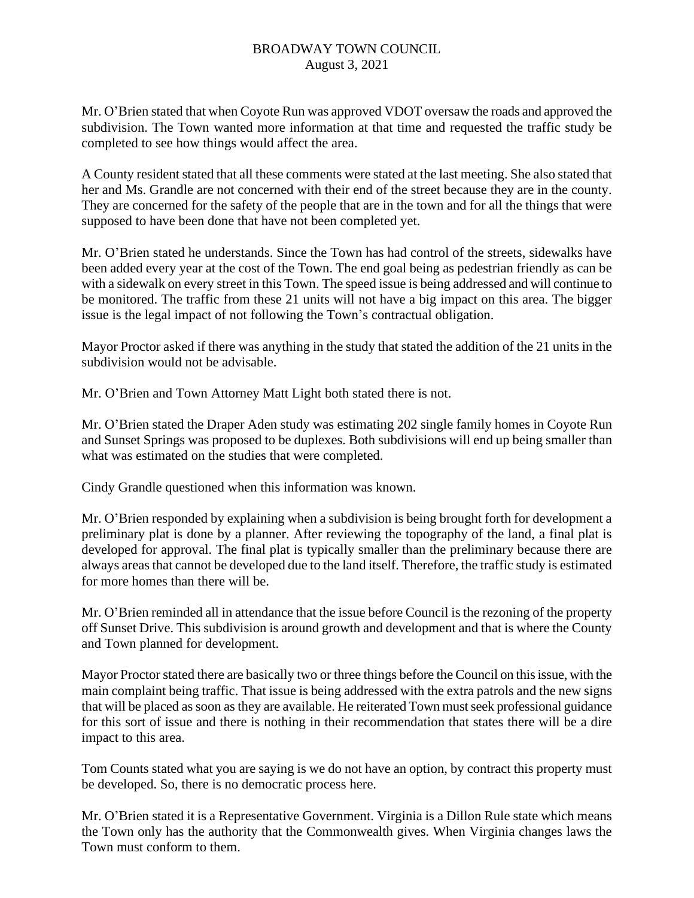Mr. O'Brien stated that when Coyote Run was approved VDOT oversaw the roads and approved the subdivision. The Town wanted more information at that time and requested the traffic study be completed to see how things would affect the area.

A County resident stated that all these comments were stated at the last meeting. She also stated that her and Ms. Grandle are not concerned with their end of the street because they are in the county. They are concerned for the safety of the people that are in the town and for all the things that were supposed to have been done that have not been completed yet.

Mr. O'Brien stated he understands. Since the Town has had control of the streets, sidewalks have been added every year at the cost of the Town. The end goal being as pedestrian friendly as can be with a sidewalk on every street in this Town. The speed issue is being addressed and will continue to be monitored. The traffic from these 21 units will not have a big impact on this area. The bigger issue is the legal impact of not following the Town's contractual obligation.

Mayor Proctor asked if there was anything in the study that stated the addition of the 21 units in the subdivision would not be advisable.

Mr. O'Brien and Town Attorney Matt Light both stated there is not.

Mr. O'Brien stated the Draper Aden study was estimating 202 single family homes in Coyote Run and Sunset Springs was proposed to be duplexes. Both subdivisions will end up being smaller than what was estimated on the studies that were completed.

Cindy Grandle questioned when this information was known.

Mr. O'Brien responded by explaining when a subdivision is being brought forth for development a preliminary plat is done by a planner. After reviewing the topography of the land, a final plat is developed for approval. The final plat is typically smaller than the preliminary because there are always areas that cannot be developed due to the land itself. Therefore, the traffic study is estimated for more homes than there will be.

Mr. O'Brien reminded all in attendance that the issue before Council is the rezoning of the property off Sunset Drive. This subdivision is around growth and development and that is where the County and Town planned for development.

Mayor Proctor stated there are basically two or three things before the Council on this issue, with the main complaint being traffic. That issue is being addressed with the extra patrols and the new signs that will be placed as soon as they are available. He reiterated Town must seek professional guidance for this sort of issue and there is nothing in their recommendation that states there will be a dire impact to this area.

Tom Counts stated what you are saying is we do not have an option, by contract this property must be developed. So, there is no democratic process here.

Mr. O'Brien stated it is a Representative Government. Virginia is a Dillon Rule state which means the Town only has the authority that the Commonwealth gives. When Virginia changes laws the Town must conform to them.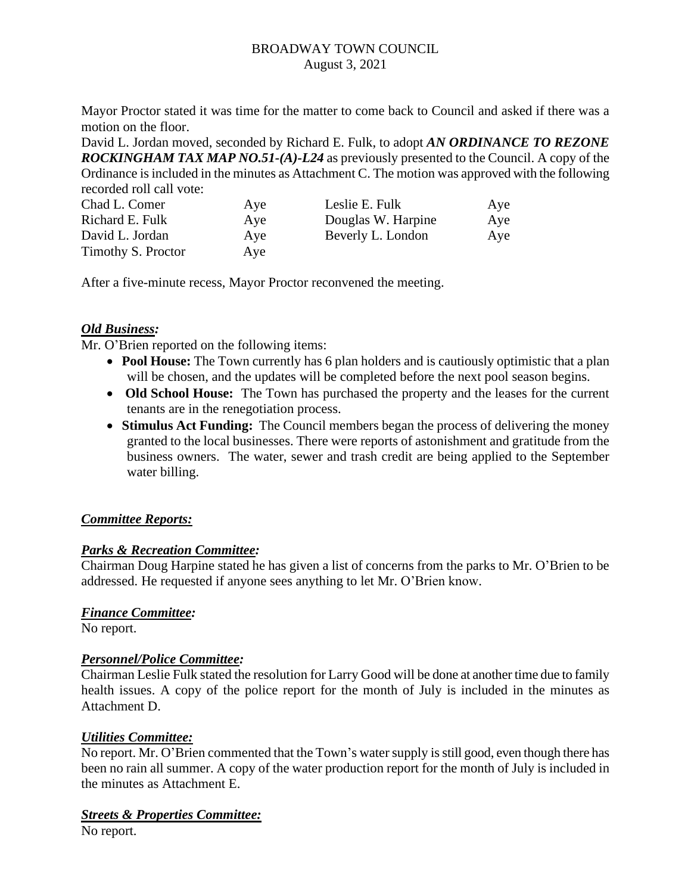Mayor Proctor stated it was time for the matter to come back to Council and asked if there was a motion on the floor.

David L. Jordan moved, seconded by Richard E. Fulk, to adopt ***AN ORDINANCE TO REZONE ROCKINGHAM TAX MAP NO.51-(A)-L24*** as previously presented to the Council. A copy of the Ordinance is included in the minutes as Attachment C. The motion was approved with the following recorded roll call vote:

| | | | |
|---|---|---|---|
| Chad L. Comer | Aye | Leslie E. Fulk | Aye |
| Richard E. Fulk | Aye | Douglas W. Harpine | Aye |
| David L. Jordan | Aye | Beverly L. London | Aye |
| Timothy S. Proctor | Aye | | |

After a five-minute recess, Mayor Proctor reconvened the meeting.

***Old Business:***

Mr. O'Brien reported on the following items:

- **Pool House:** The Town currently has 6 plan holders and is cautiously optimistic that a plan will be chosen, and the updates will be completed before the next pool season begins.
- **Old School House:** The Town has purchased the property and the leases for the current tenants are in the renegotiation process.
- **Stimulus Act Funding:** The Council members began the process of delivering the money granted to the local businesses. There were reports of astonishment and gratitude from the business owners. The water, sewer and trash credit are being applied to the September water billing.

***Committee Reports:***

***Parks & Recreation Committee:***

Chairman Doug Harpine stated he has given a list of concerns from the parks to Mr. O'Brien to be addressed. He requested if anyone sees anything to let Mr. O'Brien know.

***Finance Committee:***

No report.

***Personnel/Police Committee:***

Chairman Leslie Fulk stated the resolution for Larry Good will be done at another time due to family health issues. A copy of the police report for the month of July is included in the minutes as Attachment D.

***Utilities Committee:***

No report. Mr. O'Brien commented that the Town's water supply is still good, even though there has been no rain all summer. A copy of the water production report for the month of July is included in the minutes as Attachment E.

***Streets & Properties Committee:***

No report.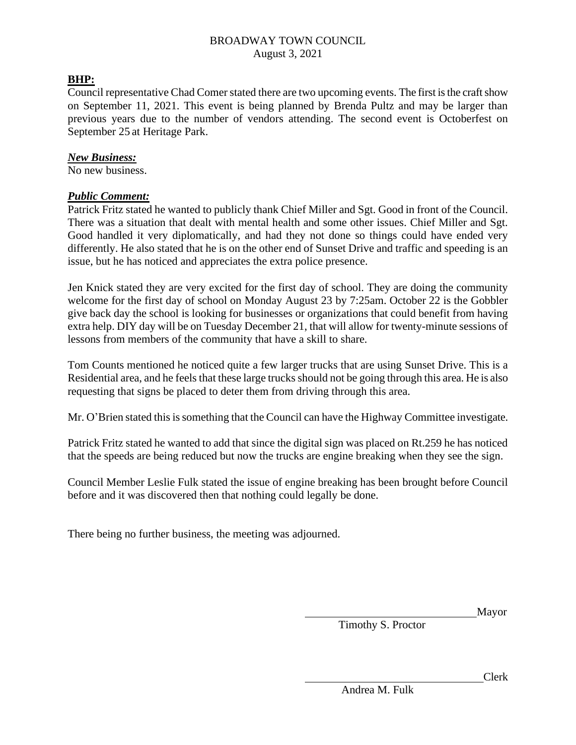BROADWAY TOWN COUNCIL
August 3, 2021

**BHP:**
Council representative Chad Comer stated there are two upcoming events. The first is the craft show on September 11, 2021. This event is being planned by Brenda Pultz and may be larger than previous years due to the number of vendors attending. The second event is Octoberfest on September 25 at Heritage Park.

***New Business:***
No new business.

***Public Comment:***
Patrick Fritz stated he wanted to publicly thank Chief Miller and Sgt. Good in front of the Council. There was a situation that dealt with mental health and some other issues. Chief Miller and Sgt. Good handled it very diplomatically, and had they not done so things could have ended very differently. He also stated that he is on the other end of Sunset Drive and traffic and speeding is an issue, but he has noticed and appreciates the extra police presence.

Jen Knick stated they are very excited for the first day of school. They are doing the community welcome for the first day of school on Monday August 23 by 7:25am. October 22 is the Gobbler give back day the school is looking for businesses or organizations that could benefit from having extra help. DIY day will be on Tuesday December 21, that will allow for twenty-minute sessions of lessons from members of the community that have a skill to share.

Tom Counts mentioned he noticed quite a few larger trucks that are using Sunset Drive. This is a Residential area, and he feels that these large trucks should not be going through this area. He is also requesting that signs be placed to deter them from driving through this area.

Mr. O'Brien stated this is something that the Council can have the Highway Committee investigate.

Patrick Fritz stated he wanted to add that since the digital sign was placed on Rt.259 he has noticed that the speeds are being reduced but now the trucks are engine breaking when they see the sign.

Council Member Leslie Fulk stated the issue of engine breaking has been brought before Council before and it was discovered then that nothing could legally be done.

There being no further business, the meeting was adjourned.

______________________________Mayor
Timothy S. Proctor

______________________________Clerk
Andrea M. Fulk